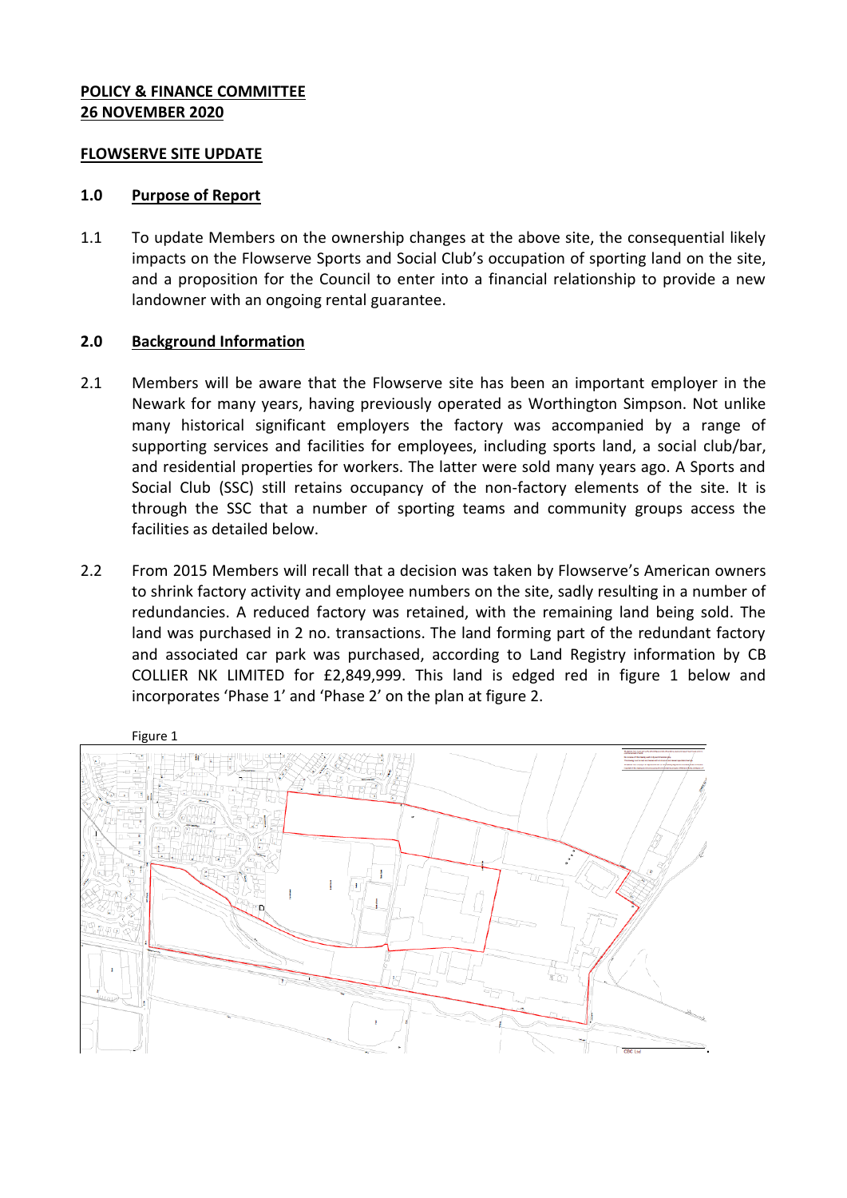**POLICY & FINANCE COMMITTEE**
**26 NOVEMBER 2020**

**FLOWSERVE SITE UPDATE**

## 1.0 Purpose of Report

1.1 To update Members on the ownership changes at the above site, the consequential likely impacts on the Flowserve Sports and Social Club's occupation of sporting land on the site, and a proposition for the Council to enter into a financial relationship to provide a new landowner with an ongoing rental guarantee.

## 2.0 Background Information

2.1 Members will be aware that the Flowserve site has been an important employer in the Newark for many years, having previously operated as Worthington Simpson. Not unlike many historical significant employers the factory was accompanied by a range of supporting services and facilities for employees, including sports land, a social club/bar, and residential properties for workers. The latter were sold many years ago. A Sports and Social Club (SSC) still retains occupancy of the non-factory elements of the site. It is through the SSC that a number of sporting teams and community groups access the facilities as detailed below.

2.2 From 2015 Members will recall that a decision was taken by Flowserve's American owners to shrink factory activity and employee numbers on the site, sadly resulting in a number of redundancies. A reduced factory was retained, with the remaining land being sold. The land was purchased in 2 no. transactions. The land forming part of the redundant factory and associated car park was purchased, according to Land Registry information by CB COLLIER NK LIMITED for £2,849,999. This land is edged red in figure 1 below and incorporates 'Phase 1' and 'Phase 2' on the plan at figure 2.

Figure 1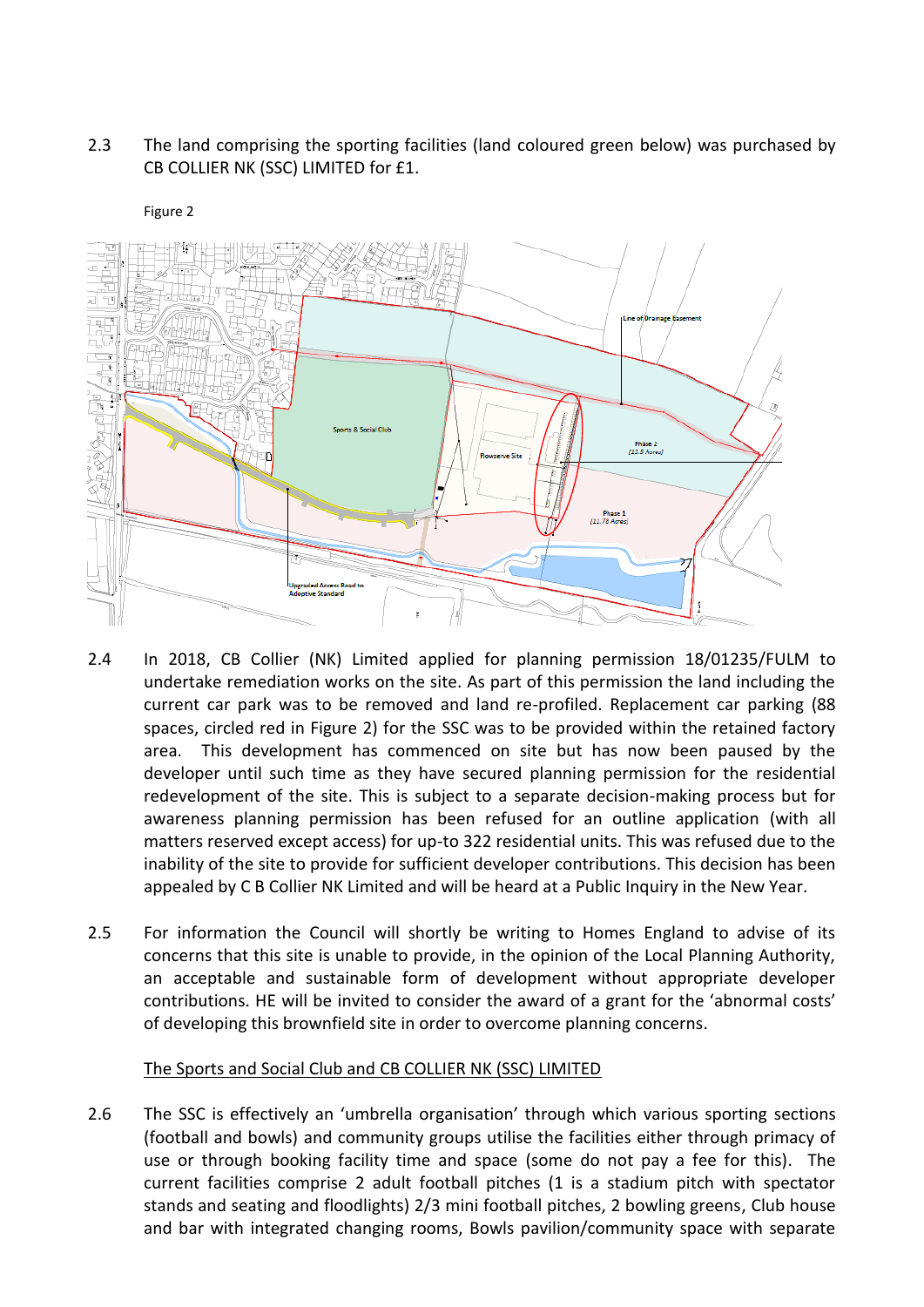2.3 The land comprising the sporting facilities (land coloured green below) was purchased by CB COLLIER NK (SSC) LIMITED for £1.

Figure 2

2.4 In 2018, CB Collier (NK) Limited applied for planning permission 18/01235/FULM to undertake remediation works on the site. As part of this permission the land including the current car park was to be removed and land re-profiled. Replacement car parking (88 spaces, circled red in Figure 2) for the SSC was to be provided within the retained factory area. This development has commenced on site but has now been paused by the developer until such time as they have secured planning permission for the residential redevelopment of the site. This is subject to a separate decision-making process but for awareness planning permission has been refused for an outline application (with all matters reserved except access) for up-to 322 residential units. This was refused due to the inability of the site to provide for sufficient developer contributions. This decision has been appealed by C B Collier NK Limited and will be heard at a Public Inquiry in the New Year.

2.5 For information the Council will shortly be writing to Homes England to advise of its concerns that this site is unable to provide, in the opinion of the Local Planning Authority, an acceptable and sustainable form of development without appropriate developer contributions. HE will be invited to consider the award of a grant for the 'abnormal costs' of developing this brownfield site in order to overcome planning concerns.

The Sports and Social Club and CB COLLIER NK (SSC) LIMITED

2.6 The SSC is effectively an 'umbrella organisation' through which various sporting sections (football and bowls) and community groups utilise the facilities either through primacy of use or through booking facility time and space (some do not pay a fee for this). The current facilities comprise 2 adult football pitches (1 is a stadium pitch with spectator stands and seating and floodlights) 2/3 mini football pitches, 2 bowling greens, Club house and bar with integrated changing rooms, Bowls pavilion/community space with separate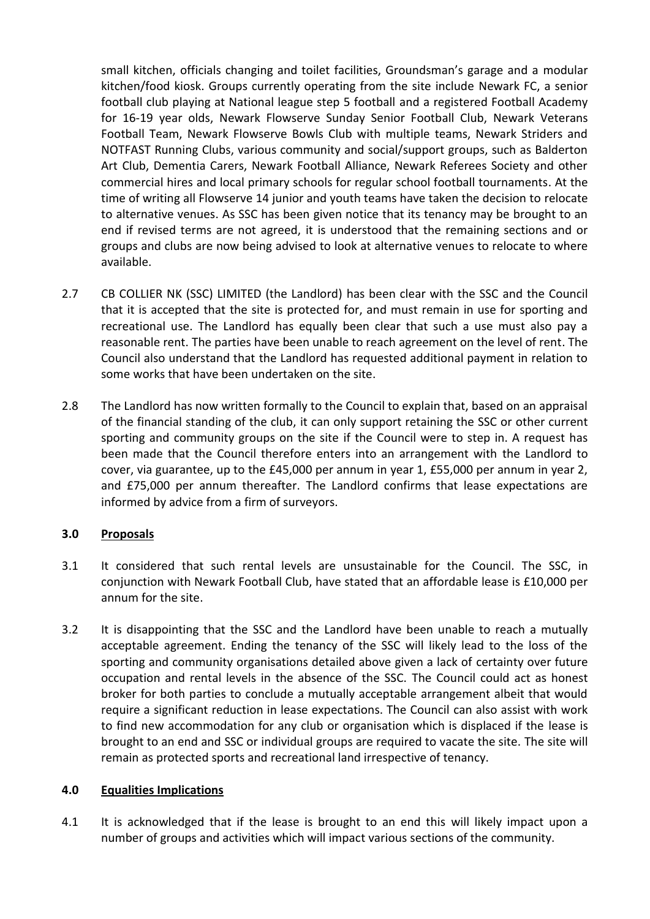small kitchen, officials changing and toilet facilities, Groundsman's garage and a modular kitchen/food kiosk. Groups currently operating from the site include Newark FC, a senior football club playing at National league step 5 football and a registered Football Academy for 16-19 year olds, Newark Flowserve Sunday Senior Football Club, Newark Veterans Football Team, Newark Flowserve Bowls Club with multiple teams, Newark Striders and NOTFAST Running Clubs, various community and social/support groups, such as Balderton Art Club, Dementia Carers, Newark Football Alliance, Newark Referees Society and other commercial hires and local primary schools for regular school football tournaments. At the time of writing all Flowserve 14 junior and youth teams have taken the decision to relocate to alternative venues. As SSC has been given notice that its tenancy may be brought to an end if revised terms are not agreed, it is understood that the remaining sections and or groups and clubs are now being advised to look at alternative venues to relocate to where available.

2.7 CB COLLIER NK (SSC) LIMITED (the Landlord) has been clear with the SSC and the Council that it is accepted that the site is protected for, and must remain in use for sporting and recreational use. The Landlord has equally been clear that such a use must also pay a reasonable rent. The parties have been unable to reach agreement on the level of rent. The Council also understand that the Landlord has requested additional payment in relation to some works that have been undertaken on the site.

2.8 The Landlord has now written formally to the Council to explain that, based on an appraisal of the financial standing of the club, it can only support retaining the SSC or other current sporting and community groups on the site if the Council were to step in. A request has been made that the Council therefore enters into an arrangement with the Landlord to cover, via guarantee, up to the £45,000 per annum in year 1, £55,000 per annum in year 2, and £75,000 per annum thereafter. The Landlord confirms that lease expectations are informed by advice from a firm of surveyors.

## 3.0 Proposals

3.1 It considered that such rental levels are unsustainable for the Council. The SSC, in conjunction with Newark Football Club, have stated that an affordable lease is £10,000 per annum for the site.

3.2 It is disappointing that the SSC and the Landlord have been unable to reach a mutually acceptable agreement. Ending the tenancy of the SSC will likely lead to the loss of the sporting and community organisations detailed above given a lack of certainty over future occupation and rental levels in the absence of the SSC. The Council could act as honest broker for both parties to conclude a mutually acceptable arrangement albeit that would require a significant reduction in lease expectations. The Council can also assist with work to find new accommodation for any club or organisation which is displaced if the lease is brought to an end and SSC or individual groups are required to vacate the site. The site will remain as protected sports and recreational land irrespective of tenancy.

## 4.0 Equalities Implications

4.1 It is acknowledged that if the lease is brought to an end this will likely impact upon a number of groups and activities which will impact various sections of the community.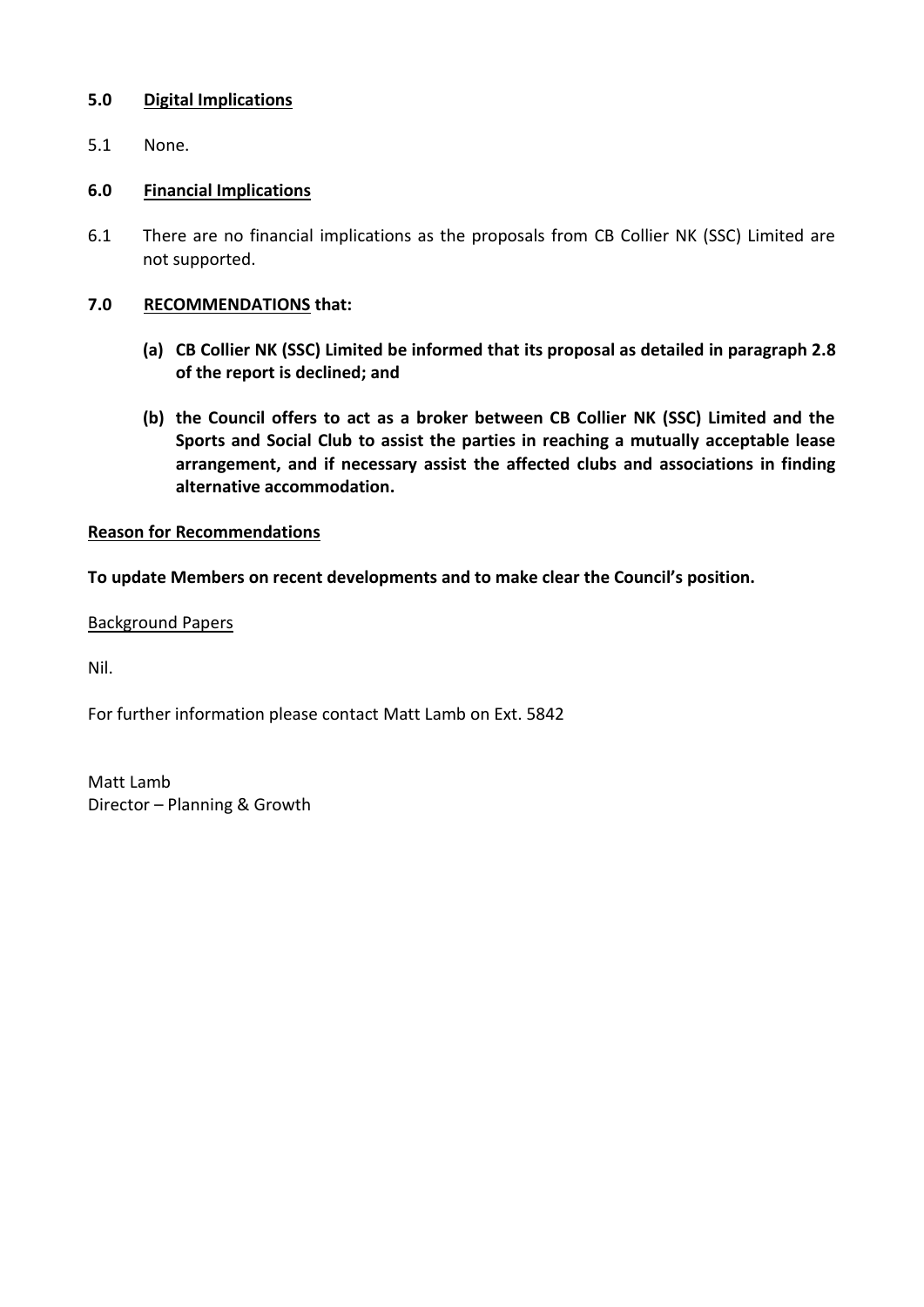**5.0 Digital Implications**

5.1 None.

**6.0 Financial Implications**

6.1 There are no financial implications as the proposals from CB Collier NK (SSC) Limited are not supported.

**7.0 RECOMMENDATIONS that:**

**(a) CB Collier NK (SSC) Limited be informed that its proposal as detailed in paragraph 2.8 of the report is declined; and**

**(b) the Council offers to act as a broker between CB Collier NK (SSC) Limited and the Sports and Social Club to assist the parties in reaching a mutually acceptable lease arrangement, and if necessary assist the affected clubs and associations in finding alternative accommodation.**

**Reason for Recommendations**

**To update Members on recent developments and to make clear the Council's position.**

Background Papers

Nil.

For further information please contact Matt Lamb on Ext. 5842

Matt Lamb
Director – Planning & Growth